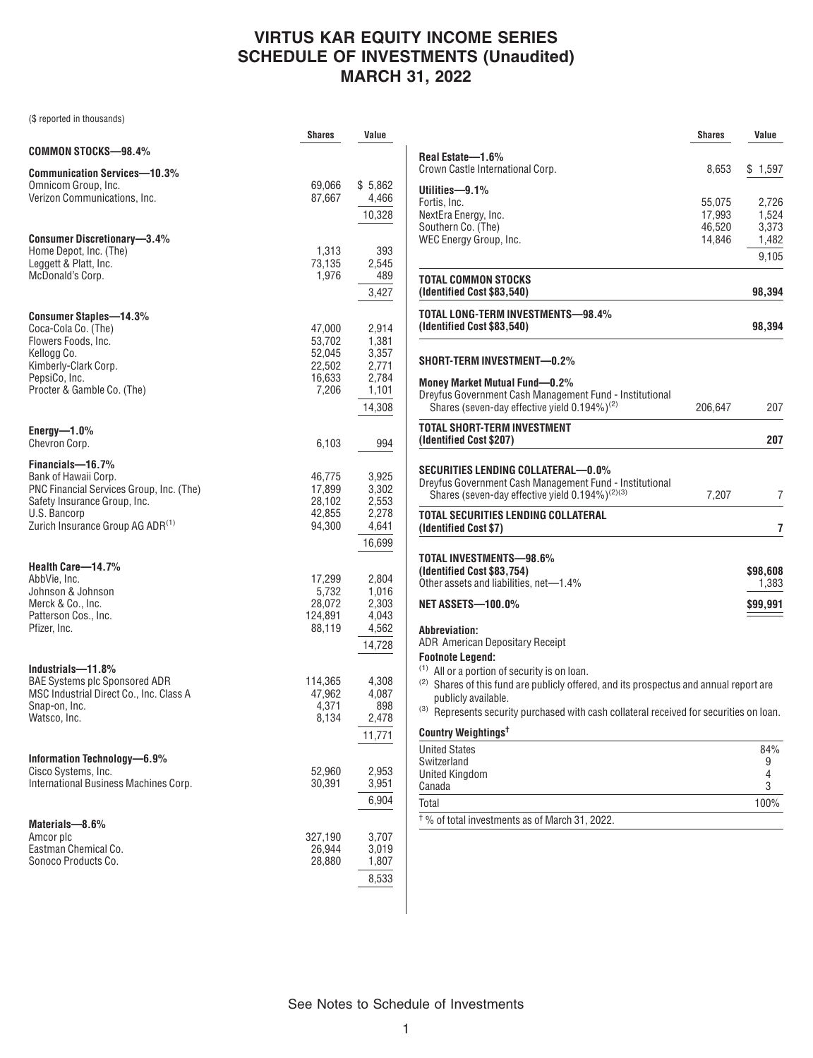# VIRTUS KAR EQUITY INCOME SERIES
# SCHEDULE OF INVESTMENTS (Unaudited)
# MARCH 31, 2022

($ reported in thousands)

| | Shares | Value |
|---|---|---|
| **COMMON STOCKS—98.4%** | | |
| **Communication Services—10.3%** | | |
| Omnicom Group, Inc. | 69,066 | $ 5,862 |
| Verizon Communications, Inc. | 87,667 | 4,466 |
| | | 10,328 |
| **Consumer Discretionary—3.4%** | | |
| Home Depot, Inc. (The) | 1,313 | 393 |
| Leggett & Platt, Inc. | 73,135 | 2,545 |
| McDonald's Corp. | 1,976 | 489 |
| | | 3,427 |
| **Consumer Staples—14.3%** | | |
| Coca-Cola Co. (The) | 47,000 | 2,914 |
| Flowers Foods, Inc. | 53,702 | 1,381 |
| Kellogg Co. | 52,045 | 3,357 |
| Kimberly-Clark Corp. | 22,502 | 2,771 |
| PepsiCo, Inc. | 16,633 | 2,784 |
| Procter & Gamble Co. (The) | 7,206 | 1,101 |
| | | 14,308 |
| **Energy—1.0%** | | |
| Chevron Corp. | 6,103 | 994 |
| **Financials—16.7%** | | |
| Bank of Hawaii Corp. | 46,775 | 3,925 |
| PNC Financial Services Group, Inc. (The) | 17,899 | 3,302 |
| Safety Insurance Group, Inc. | 28,102 | 2,553 |
| U.S. Bancorp | 42,855 | 2,278 |
| Zurich Insurance Group AG ADR[1] | 94,300 | 4,641 |
| | | 16,699 |
| **Health Care—14.7%** | | |
| AbbVie, Inc. | 17,299 | 2,804 |
| Johnson & Johnson | 5,732 | 1,016 |
| Merck & Co., Inc. | 28,072 | 2,303 |
| Patterson Cos., Inc. | 124,891 | 4,043 |
| Pfizer, Inc. | 88,119 | 4,562 |
| | | 14,728 |
| **Industrials—11.8%** | | |
| BAE Systems plc Sponsored ADR | 114,365 | 4,308 |
| MSC Industrial Direct Co., Inc. Class A | 47,962 | 4,087 |
| Snap-on, Inc. | 4,371 | 898 |
| Watsco, Inc. | 8,134 | 2,478 |
| | | 11,771 |
| **Information Technology—6.9%** | | |
| Cisco Systems, Inc. | 52,960 | 2,953 |
| International Business Machines Corp. | 30,391 | 3,951 |
| | | 6,904 |
| **Materials—8.6%** | | |
| Amcor plc | 327,190 | 3,707 |
| Eastman Chemical Co. | 26,944 | 3,019 |
| Sonoco Products Co. | 28,880 | 1,807 |
| | | 8,533 |
| **Real Estate—1.6%** | | |
| Crown Castle International Corp. | 8,653 | $ 1,597 |
| **Utilities—9.1%** | | |
| Fortis, Inc. | 55,075 | 2,726 |
| NextEra Energy, Inc. | 17,993 | 1,524 |
| Southern Co. (The) | 46,520 | 3,373 |
| WEC Energy Group, Inc. | 14,846 | 1,482 |
| | | 9,105 |
| **TOTAL COMMON STOCKS (Identified Cost $83,540)** | | **98,394** |
| **TOTAL LONG-TERM INVESTMENTS—98.4% (Identified Cost $83,540)** | | **98,394** |
| **SHORT-TERM INVESTMENT—0.2%** | | |
| **Money Market Mutual Fund—0.2%** | | |
| Dreyfus Government Cash Management Fund - Institutional Shares (seven-day effective yield 0.194%)[2] | 206,647 | 207 |
| **TOTAL SHORT-TERM INVESTMENT (Identified Cost $207)** | | **207** |
| **SECURITIES LENDING COLLATERAL—0.0%** | | |
| Dreyfus Government Cash Management Fund - Institutional Shares (seven-day effective yield 0.194%)[2][3] | 7,207 | 7 |
| **TOTAL SECURITIES LENDING COLLATERAL (Identified Cost $7)** | | **7** |
| **TOTAL INVESTMENTS—98.6% (Identified Cost $83,754)** | | **$98,608** |
| Other assets and liabilities, net—1.4% | | 1,383 |
| **NET ASSETS—100.0%** | | **$99,991** |

**Abbreviation:**
ADR American Depositary Receipt

**Footnote Legend:**
[1] All or a portion of security is on loan.
[2] Shares of this fund are publicly offered, and its prospectus and annual report are publicly available.
[3] Represents security purchased with cash collateral received for securities on loan.

| **Country Weightings†** | |
|---|---|
| United States | 84% |
| Switzerland | 9 |
| United Kingdom | 4 |
| Canada | 3 |
| Total | 100% |

† % of total investments as of March 31, 2022.

See Notes to Schedule of Investments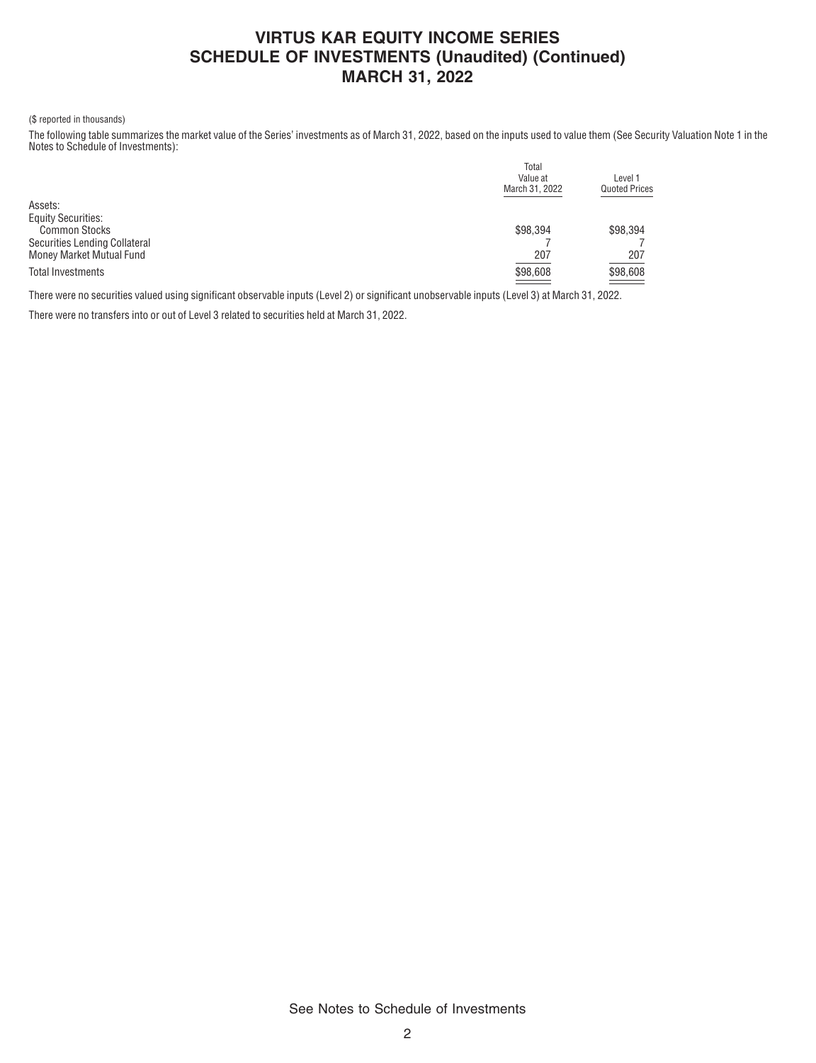# VIRTUS KAR EQUITY INCOME SERIES
# SCHEDULE OF INVESTMENTS (Unaudited) (Continued)
# MARCH 31, 2022

($ reported in thousands)

The following table summarizes the market value of the Series' investments as of March 31, 2022, based on the inputs used to value them (See Security Valuation Note 1 in the Notes to Schedule of Investments):

| | Total Value at March 31, 2022 | Level 1 Quoted Prices |
|---|---|---|
| Assets: | | |
| Equity Securities: | | |
| Common Stocks | $98,394 | $98,394 |
| Securities Lending Collateral | 7 | 7 |
| Money Market Mutual Fund | 207 | 207 |
| Total Investments | $98,608 | $98,608 |

There were no securities valued using significant observable inputs (Level 2) or significant unobservable inputs (Level 3) at March 31, 2022.

There were no transfers into or out of Level 3 related to securities held at March 31, 2022.

See Notes to Schedule of Investments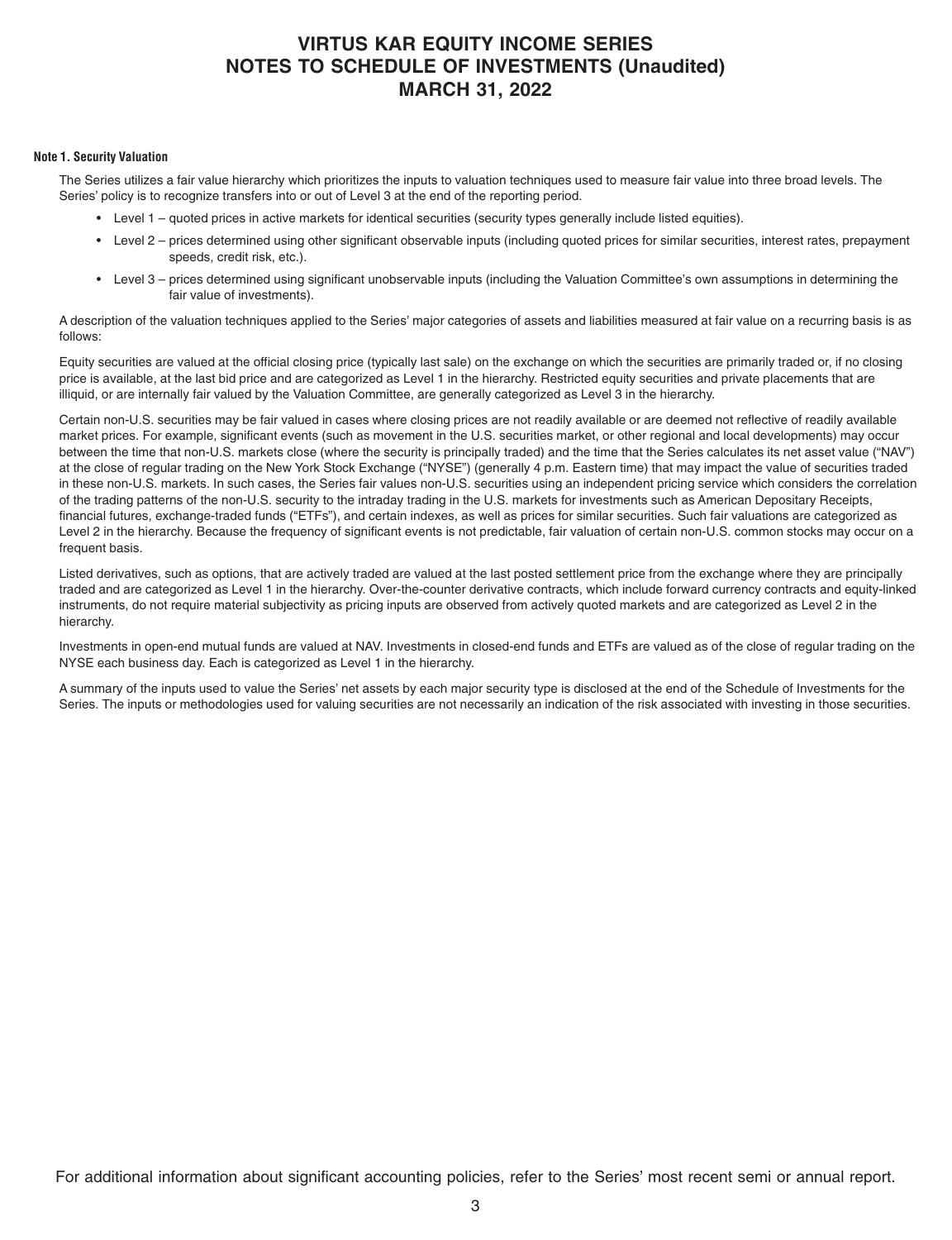# VIRTUS KAR EQUITY INCOME SERIES
# NOTES TO SCHEDULE OF INVESTMENTS (Unaudited)
# MARCH 31, 2022

**Note 1. Security Valuation**

The Series utilizes a fair value hierarchy which prioritizes the inputs to valuation techniques used to measure fair value into three broad levels. The Series' policy is to recognize transfers into or out of Level 3 at the end of the reporting period.

- Level 1 – quoted prices in active markets for identical securities (security types generally include listed equities).
- Level 2 – prices determined using other significant observable inputs (including quoted prices for similar securities, interest rates, prepayment speeds, credit risk, etc.).
- Level 3 – prices determined using significant unobservable inputs (including the Valuation Committee's own assumptions in determining the fair value of investments).

A description of the valuation techniques applied to the Series' major categories of assets and liabilities measured at fair value on a recurring basis is as follows:

Equity securities are valued at the official closing price (typically last sale) on the exchange on which the securities are primarily traded or, if no closing price is available, at the last bid price and are categorized as Level 1 in the hierarchy. Restricted equity securities and private placements that are illiquid, or are internally fair valued by the Valuation Committee, are generally categorized as Level 3 in the hierarchy.

Certain non-U.S. securities may be fair valued in cases where closing prices are not readily available or are deemed not reflective of readily available market prices. For example, significant events (such as movement in the U.S. securities market, or other regional and local developments) may occur between the time that non-U.S. markets close (where the security is principally traded) and the time that the Series calculates its net asset value ("NAV") at the close of regular trading on the New York Stock Exchange ("NYSE") (generally 4 p.m. Eastern time) that may impact the value of securities traded in these non-U.S. markets. In such cases, the Series fair values non-U.S. securities using an independent pricing service which considers the correlation of the trading patterns of the non-U.S. security to the intraday trading in the U.S. markets for investments such as American Depositary Receipts, financial futures, exchange-traded funds ("ETFs"), and certain indexes, as well as prices for similar securities. Such fair valuations are categorized as Level 2 in the hierarchy. Because the frequency of significant events is not predictable, fair valuation of certain non-U.S. common stocks may occur on a frequent basis.

Listed derivatives, such as options, that are actively traded are valued at the last posted settlement price from the exchange where they are principally traded and are categorized as Level 1 in the hierarchy. Over-the-counter derivative contracts, which include forward currency contracts and equity-linked instruments, do not require material subjectivity as pricing inputs are observed from actively quoted markets and are categorized as Level 2 in the hierarchy.

Investments in open-end mutual funds are valued at NAV. Investments in closed-end funds and ETFs are valued as of the close of regular trading on the NYSE each business day. Each is categorized as Level 1 in the hierarchy.

A summary of the inputs used to value the Series' net assets by each major security type is disclosed at the end of the Schedule of Investments for the Series. The inputs or methodologies used for valuing securities are not necessarily an indication of the risk associated with investing in those securities.

For additional information about significant accounting policies, refer to the Series' most recent semi or annual report.